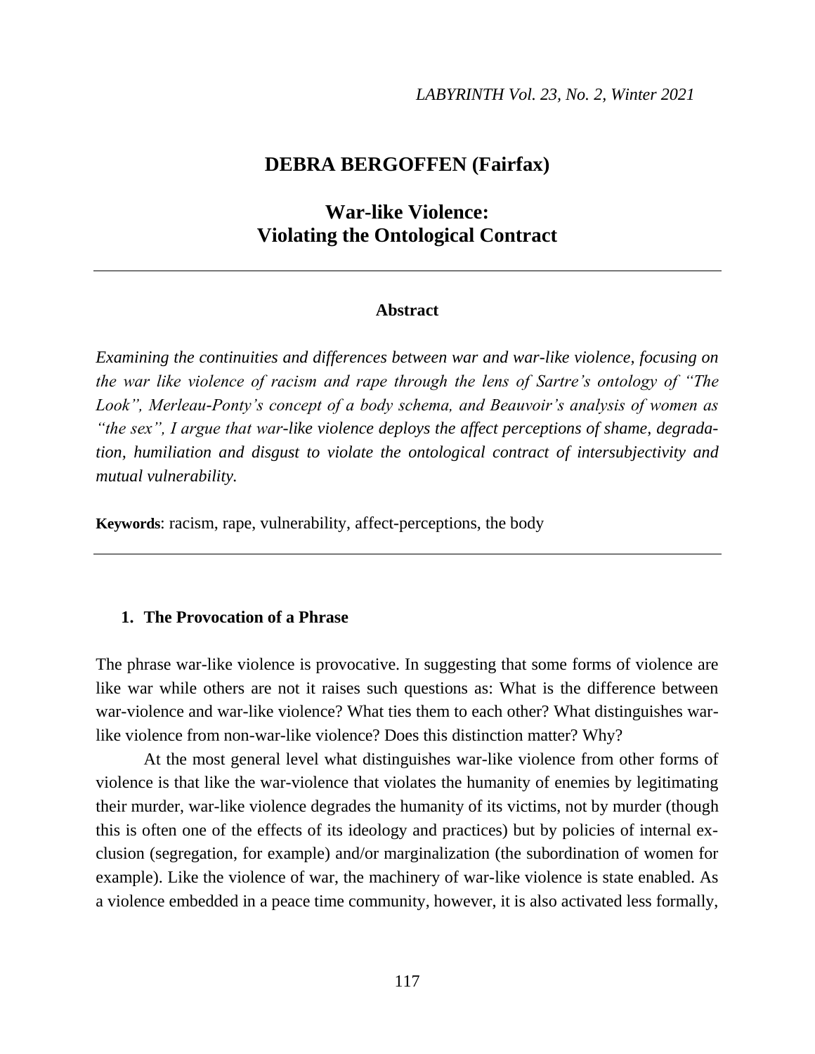# DEBRA BERGOFFEN (Fairfax)

## War-like Violence: Violating the Ontological Contract

---

**Abstract**

*Examining the continuities and differences between war and war-like violence, focusing on the war like violence of racism and rape through the lens of Sartre's ontology of "The Look", Merleau-Ponty's concept of a body schema, and Beauvoir's analysis of women as "the sex", I argue that war-like violence deploys the affect perceptions of shame, degradation, humiliation and disgust to violate the ontological contract of intersubjectivity and mutual vulnerability.*

**Keywords**: racism, rape, vulnerability, affect-perceptions, the body

---

### 1. The Provocation of a Phrase

The phrase war-like violence is provocative. In suggesting that some forms of violence are like war while others are not it raises such questions as: What is the difference between war-violence and war-like violence? What ties them to each other? What distinguishes war-like violence from non-war-like violence? Does this distinction matter? Why?

At the most general level what distinguishes war-like violence from other forms of violence is that like the war-violence that violates the humanity of enemies by legitimating their murder, war-like violence degrades the humanity of its victims, not by murder (though this is often one of the effects of its ideology and practices) but by policies of internal exclusion (segregation, for example) and/or marginalization (the subordination of women for example). Like the violence of war, the machinery of war-like violence is state enabled. As a violence embedded in a peace time community, however, it is also activated less formally,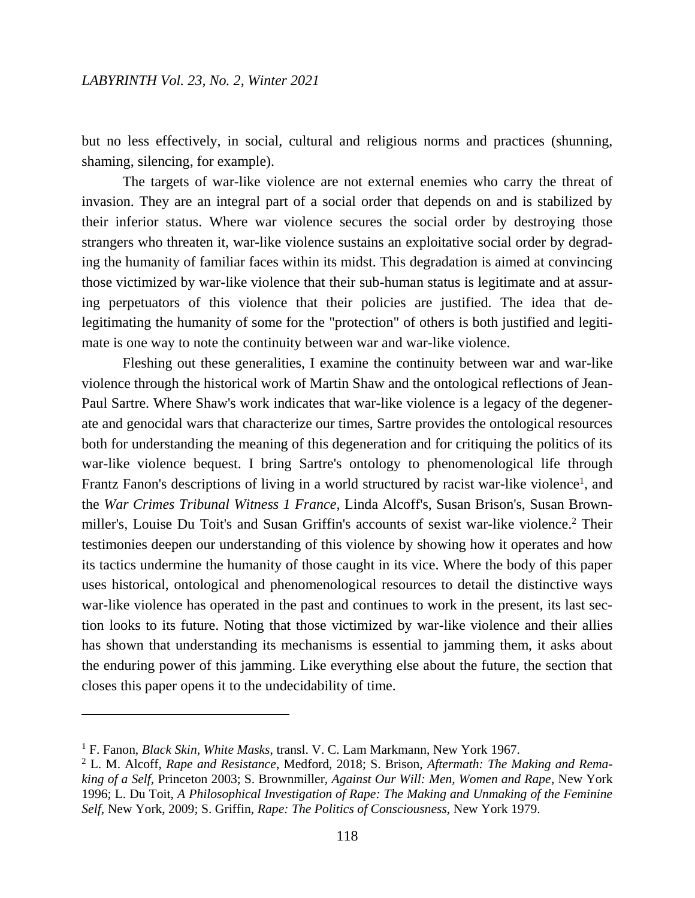but no less effectively, in social, cultural and religious norms and practices (shunning, shaming, silencing, for example).

The targets of war-like violence are not external enemies who carry the threat of invasion. They are an integral part of a social order that depends on and is stabilized by their inferior status. Where war violence secures the social order by destroying those strangers who threaten it, war-like violence sustains an exploitative social order by degrading the humanity of familiar faces within its midst. This degradation is aimed at convincing those victimized by war-like violence that their sub-human status is legitimate and at assuring perpetuators of this violence that their policies are justified. The idea that delegitimating the humanity of some for the "protection" of others is both justified and legitimate is one way to note the continuity between war and war-like violence.

Fleshing out these generalities, I examine the continuity between war and war-like violence through the historical work of Martin Shaw and the ontological reflections of Jean-Paul Sartre. Where Shaw's work indicates that war-like violence is a legacy of the degenerate and genocidal wars that characterize our times, Sartre provides the ontological resources both for understanding the meaning of this degeneration and for critiquing the politics of its war-like violence bequest. I bring Sartre's ontology to phenomenological life through Frantz Fanon's descriptions of living in a world structured by racist war-like violence[1], and the *War Crimes Tribunal Witness 1 France*, Linda Alcoff's, Susan Brison's, Susan Brownmiller's, Louise Du Toit's and Susan Griffin's accounts of sexist war-like violence.[2] Their testimonies deepen our understanding of this violence by showing how it operates and how its tactics undermine the humanity of those caught in its vice. Where the body of this paper uses historical, ontological and phenomenological resources to detail the distinctive ways war-like violence has operated in the past and continues to work in the present, its last section looks to its future. Noting that those victimized by war-like violence and their allies has shown that understanding its mechanisms is essential to jamming them, it asks about the enduring power of this jamming. Like everything else about the future, the section that closes this paper opens it to the undecidability of time.

---

[1] F. Fanon, *Black Skin, White Masks*, transl. V. C. Lam Markmann, New York 1967.

[2] L. M. Alcoff, *Rape and Resistance*, Medford, 2018; S. Brison, *Aftermath: The Making and Remaking of a Self*, Princeton 2003; S. Brownmiller, *Against Our Will: Men, Women and Rape*, New York 1996; L. Du Toit, *A Philosophical Investigation of Rape: The Making and Unmaking of the Feminine Self*, New York, 2009; S. Griffin, *Rape: The Politics of Consciousness*, New York 1979.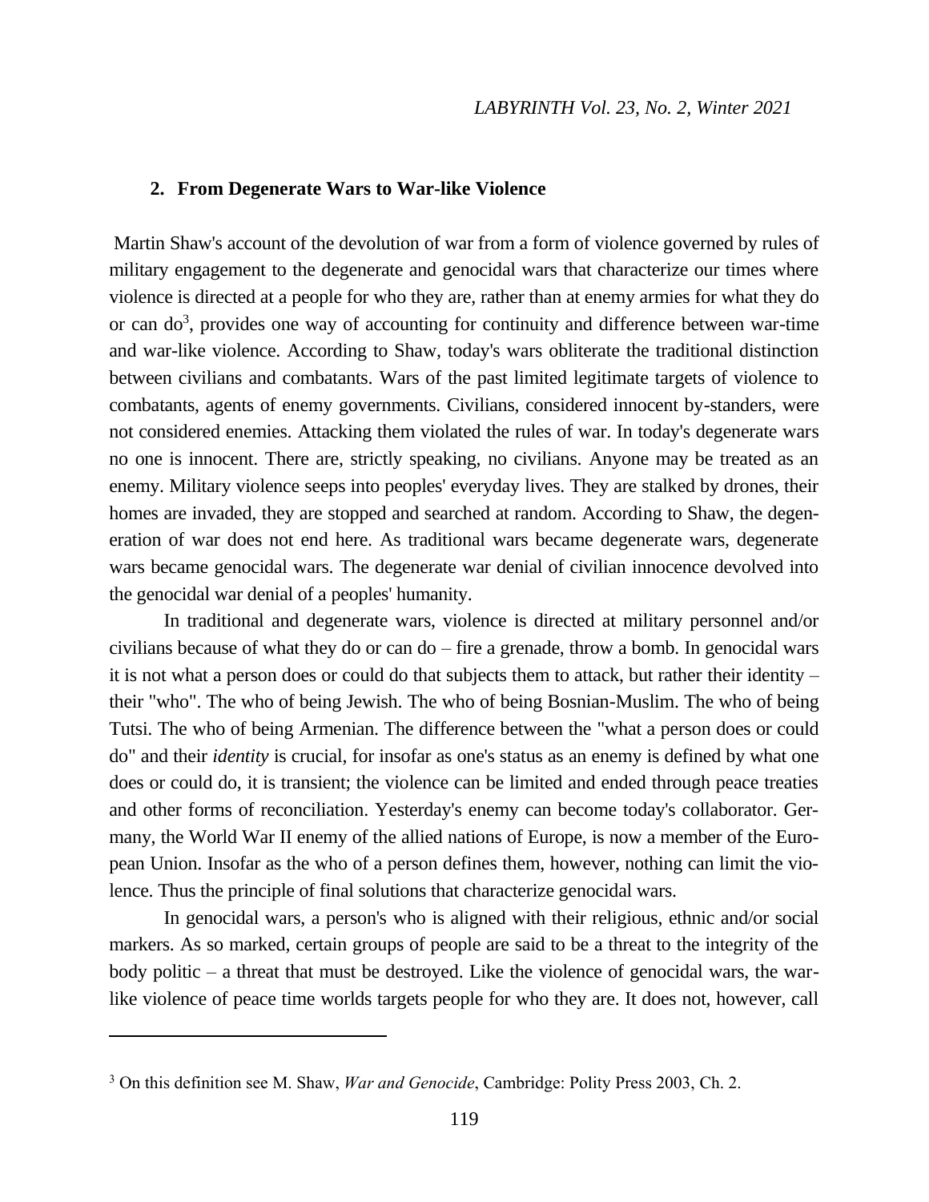## 2. From Degenerate Wars to War-like Violence

Martin Shaw's account of the devolution of war from a form of violence governed by rules of military engagement to the degenerate and genocidal wars that characterize our times where violence is directed at a people for who they are, rather than at enemy armies for what they do or can do[3], provides one way of accounting for continuity and difference between war-time and war-like violence. According to Shaw, today's wars obliterate the traditional distinction between civilians and combatants. Wars of the past limited legitimate targets of violence to combatants, agents of enemy governments. Civilians, considered innocent by-standers, were not considered enemies. Attacking them violated the rules of war. In today's degenerate wars no one is innocent. There are, strictly speaking, no civilians. Anyone may be treated as an enemy. Military violence seeps into peoples' everyday lives. They are stalked by drones, their homes are invaded, they are stopped and searched at random. According to Shaw, the degeneration of war does not end here. As traditional wars became degenerate wars, degenerate wars became genocidal wars. The degenerate war denial of civilian innocence devolved into the genocidal war denial of a peoples' humanity.

In traditional and degenerate wars, violence is directed at military personnel and/or civilians because of what they do or can do – fire a grenade, throw a bomb. In genocidal wars it is not what a person does or could do that subjects them to attack, but rather their identity – their "who". The who of being Jewish. The who of being Bosnian-Muslim. The who of being Tutsi. The who of being Armenian. The difference between the "what a person does or could do" and their *identity* is crucial, for insofar as one's status as an enemy is defined by what one does or could do, it is transient; the violence can be limited and ended through peace treaties and other forms of reconciliation. Yesterday's enemy can become today's collaborator. Germany, the World War II enemy of the allied nations of Europe, is now a member of the European Union. Insofar as the who of a person defines them, however, nothing can limit the violence. Thus the principle of final solutions that characterize genocidal wars.

In genocidal wars, a person's who is aligned with their religious, ethnic and/or social markers. As so marked, certain groups of people are said to be a threat to the integrity of the body politic – a threat that must be destroyed. Like the violence of genocidal wars, the war-like violence of peace time worlds targets people for who they are. It does not, however, call

---

[3] On this definition see M. Shaw, *War and Genocide*, Cambridge: Polity Press 2003, Ch. 2.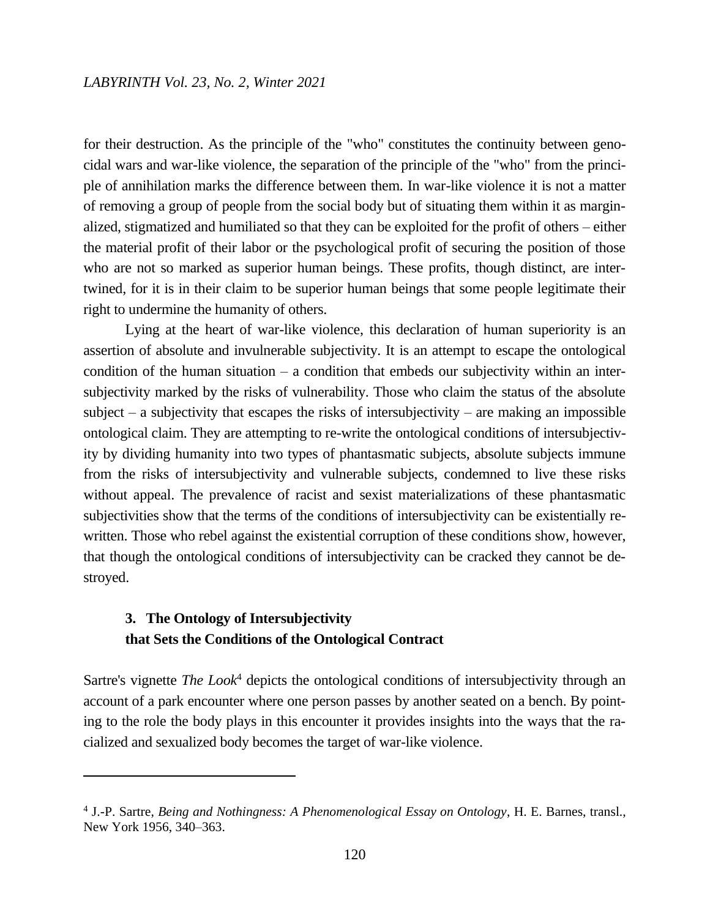for their destruction. As the principle of the "who" constitutes the continuity between genocidal wars and war-like violence, the separation of the principle of the "who" from the principle of annihilation marks the difference between them. In war-like violence it is not a matter of removing a group of people from the social body but of situating them within it as marginalized, stigmatized and humiliated so that they can be exploited for the profit of others – either the material profit of their labor or the psychological profit of securing the position of those who are not so marked as superior human beings. These profits, though distinct, are intertwined, for it is in their claim to be superior human beings that some people legitimate their right to undermine the humanity of others.

Lying at the heart of war-like violence, this declaration of human superiority is an assertion of absolute and invulnerable subjectivity. It is an attempt to escape the ontological condition of the human situation – a condition that embeds our subjectivity within an intersubjectivity marked by the risks of vulnerability. Those who claim the status of the absolute subject – a subjectivity that escapes the risks of intersubjectivity – are making an impossible ontological claim. They are attempting to re-write the ontological conditions of intersubjectivity by dividing humanity into two types of phantasmatic subjects, absolute subjects immune from the risks of intersubjectivity and vulnerable subjects, condemned to live these risks without appeal. The prevalence of racist and sexist materializations of these phantasmatic subjectivities show that the terms of the conditions of intersubjectivity can be existentially re-written. Those who rebel against the existential corruption of these conditions show, however, that though the ontological conditions of intersubjectivity can be cracked they cannot be destroyed.

## 3. The Ontology of Intersubjectivity that Sets the Conditions of the Ontological Contract

Sartre's vignette *The Look*[4] depicts the ontological conditions of intersubjectivity through an account of a park encounter where one person passes by another seated on a bench. By pointing to the role the body plays in this encounter it provides insights into the ways that the racialized and sexualized body becomes the target of war-like violence.

---

[4] J.-P. Sartre, *Being and Nothingness: A Phenomenological Essay on Ontology*, H. E. Barnes, transl., New York 1956, 340–363.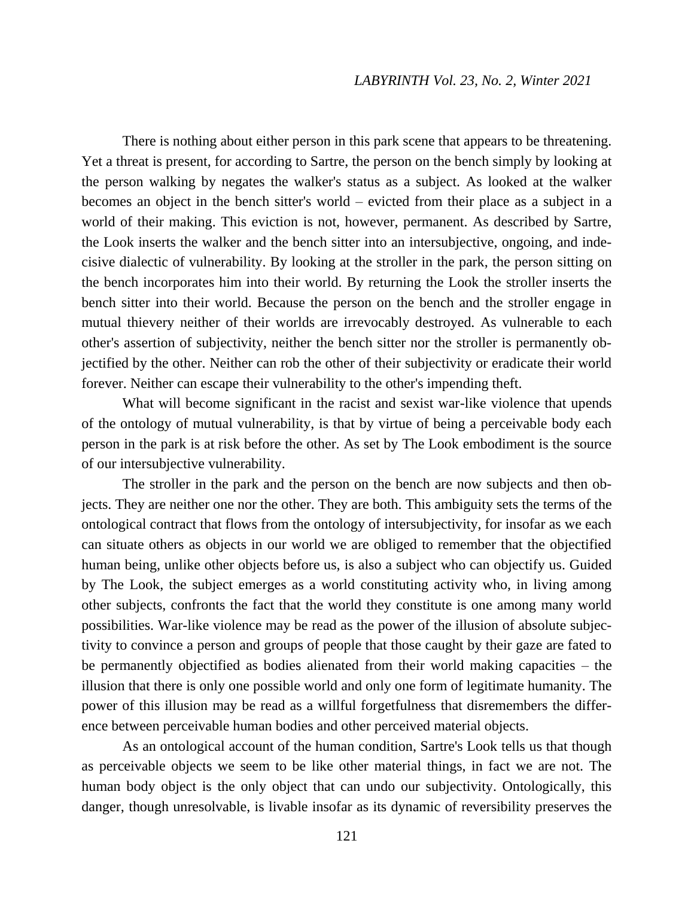There is nothing about either person in this park scene that appears to be threatening. Yet a threat is present, for according to Sartre, the person on the bench simply by looking at the person walking by negates the walker's status as a subject. As looked at the walker becomes an object in the bench sitter's world – evicted from their place as a subject in a world of their making. This eviction is not, however, permanent. As described by Sartre, the Look inserts the walker and the bench sitter into an intersubjective, ongoing, and indecisive dialectic of vulnerability. By looking at the stroller in the park, the person sitting on the bench incorporates him into their world. By returning the Look the stroller inserts the bench sitter into their world. Because the person on the bench and the stroller engage in mutual thievery neither of their worlds are irrevocably destroyed. As vulnerable to each other's assertion of subjectivity, neither the bench sitter nor the stroller is permanently objectified by the other. Neither can rob the other of their subjectivity or eradicate their world forever. Neither can escape their vulnerability to the other's impending theft.

What will become significant in the racist and sexist war-like violence that upends of the ontology of mutual vulnerability, is that by virtue of being a perceivable body each person in the park is at risk before the other. As set by The Look embodiment is the source of our intersubjective vulnerability.

The stroller in the park and the person on the bench are now subjects and then objects. They are neither one nor the other. They are both. This ambiguity sets the terms of the ontological contract that flows from the ontology of intersubjectivity, for insofar as we each can situate others as objects in our world we are obliged to remember that the objectified human being, unlike other objects before us, is also a subject who can objectify us. Guided by The Look, the subject emerges as a world constituting activity who, in living among other subjects, confronts the fact that the world they constitute is one among many world possibilities. War-like violence may be read as the power of the illusion of absolute subjectivity to convince a person and groups of people that those caught by their gaze are fated to be permanently objectified as bodies alienated from their world making capacities – the illusion that there is only one possible world and only one form of legitimate humanity. The power of this illusion may be read as a willful forgetfulness that disremembers the difference between perceivable human bodies and other perceived material objects.

As an ontological account of the human condition, Sartre's Look tells us that though as perceivable objects we seem to be like other material things, in fact we are not. The human body object is the only object that can undo our subjectivity. Ontologically, this danger, though unresolvable, is livable insofar as its dynamic of reversibility preserves the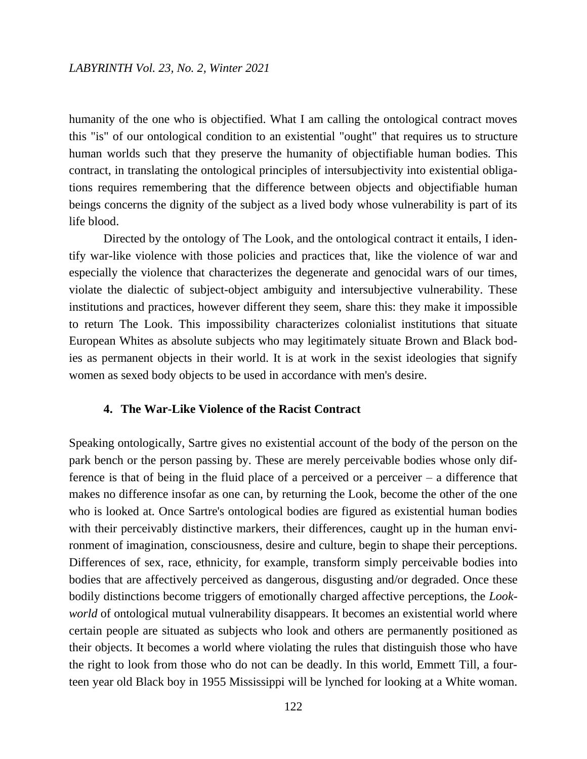humanity of the one who is objectified. What I am calling the ontological contract moves this "is" of our ontological condition to an existential "ought" that requires us to structure human worlds such that they preserve the humanity of objectifiable human bodies. This contract, in translating the ontological principles of intersubjectivity into existential obligations requires remembering that the difference between objects and objectifiable human beings concerns the dignity of the subject as a lived body whose vulnerability is part of its life blood.

Directed by the ontology of The Look, and the ontological contract it entails, I identify war-like violence with those policies and practices that, like the violence of war and especially the violence that characterizes the degenerate and genocidal wars of our times, violate the dialectic of subject-object ambiguity and intersubjective vulnerability. These institutions and practices, however different they seem, share this: they make it impossible to return The Look. This impossibility characterizes colonialist institutions that situate European Whites as absolute subjects who may legitimately situate Brown and Black bodies as permanent objects in their world. It is at work in the sexist ideologies that signify women as sexed body objects to be used in accordance with men's desire.

## 4. The War-Like Violence of the Racist Contract

Speaking ontologically, Sartre gives no existential account of the body of the person on the park bench or the person passing by. These are merely perceivable bodies whose only difference is that of being in the fluid place of a perceived or a perceiver – a difference that makes no difference insofar as one can, by returning the Look, become the other of the one who is looked at. Once Sartre's ontological bodies are figured as existential human bodies with their perceivably distinctive markers, their differences, caught up in the human environment of imagination, consciousness, desire and culture, begin to shape their perceptions. Differences of sex, race, ethnicity, for example, transform simply perceivable bodies into bodies that are affectively perceived as dangerous, disgusting and/or degraded. Once these bodily distinctions become triggers of emotionally charged affective perceptions, the *Look-world* of ontological mutual vulnerability disappears. It becomes an existential world where certain people are situated as subjects who look and others are permanently positioned as their objects. It becomes a world where violating the rules that distinguish those who have the right to look from those who do not can be deadly. In this world, Emmett Till, a fourteen year old Black boy in 1955 Mississippi will be lynched for looking at a White woman.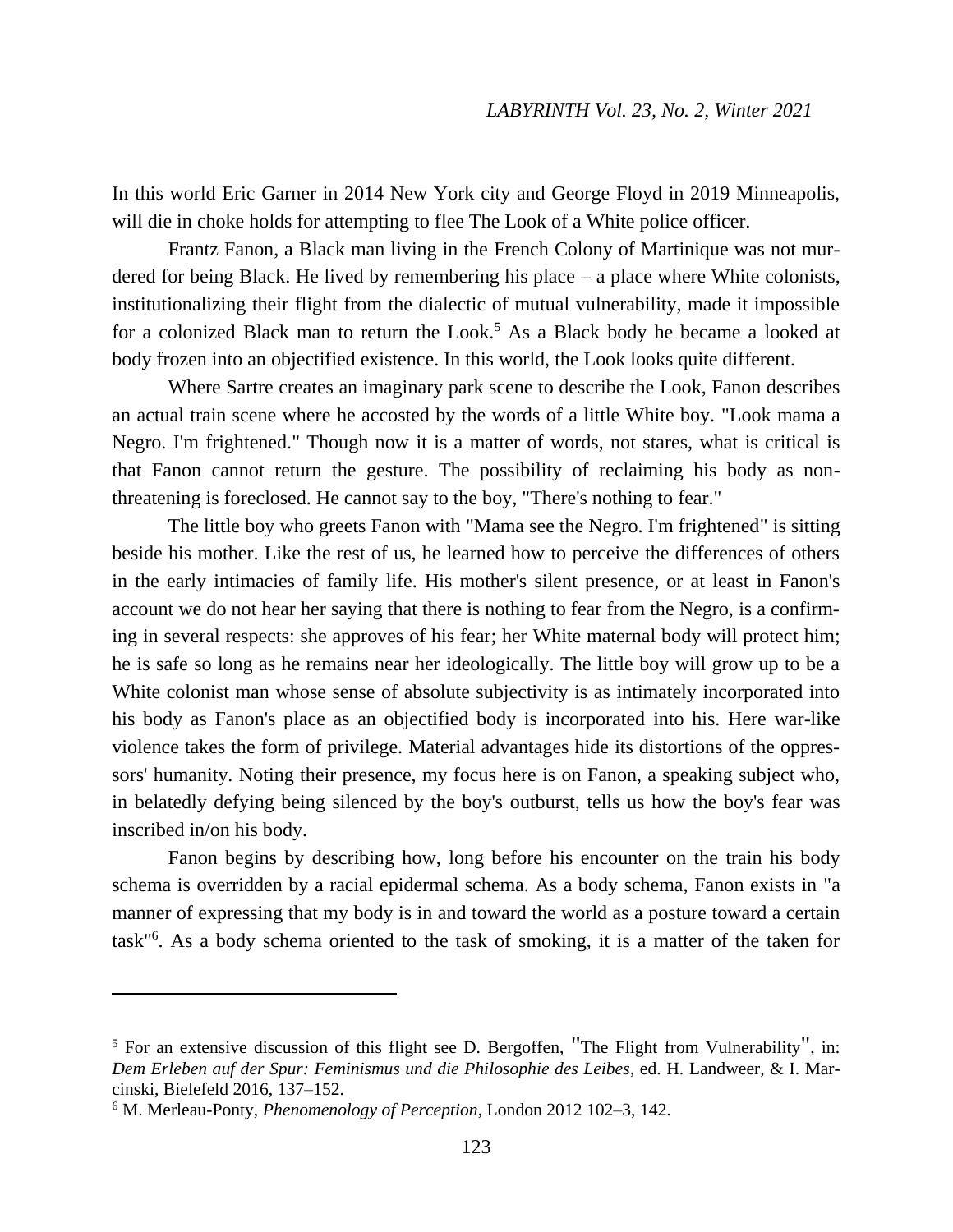In this world Eric Garner in 2014 New York city and George Floyd in 2019 Minneapolis, will die in choke holds for attempting to flee The Look of a White police officer.

Frantz Fanon, a Black man living in the French Colony of Martinique was not murdered for being Black. He lived by remembering his place – a place where White colonists, institutionalizing their flight from the dialectic of mutual vulnerability, made it impossible for a colonized Black man to return the Look.[5] As a Black body he became a looked at body frozen into an objectified existence. In this world, the Look looks quite different.

Where Sartre creates an imaginary park scene to describe the Look, Fanon describes an actual train scene where he accosted by the words of a little White boy. "Look mama a Negro. I'm frightened." Though now it is a matter of words, not stares, what is critical is that Fanon cannot return the gesture. The possibility of reclaiming his body as non-threatening is foreclosed. He cannot say to the boy, "There's nothing to fear."

The little boy who greets Fanon with "Mama see the Negro. I'm frightened" is sitting beside his mother. Like the rest of us, he learned how to perceive the differences of others in the early intimacies of family life. His mother's silent presence, or at least in Fanon's account we do not hear her saying that there is nothing to fear from the Negro, is a confirming in several respects: she approves of his fear; her White maternal body will protect him; he is safe so long as he remains near her ideologically. The little boy will grow up to be a White colonist man whose sense of absolute subjectivity is as intimately incorporated into his body as Fanon's place as an objectified body is incorporated into his. Here war-like violence takes the form of privilege. Material advantages hide its distortions of the oppressors' humanity. Noting their presence, my focus here is on Fanon, a speaking subject who, in belatedly defying being silenced by the boy's outburst, tells us how the boy's fear was inscribed in/on his body.

Fanon begins by describing how, long before his encounter on the train his body schema is overridden by a racial epidermal schema. As a body schema, Fanon exists in "a manner of expressing that my body is in and toward the world as a posture toward a certain task"[6]. As a body schema oriented to the task of smoking, it is a matter of the taken for

---

[5] For an extensive discussion of this flight see D. Bergoffen, "The Flight from Vulnerability", in: *Dem Erleben auf der Spur: Feminismus und die Philosophie des Leibes*, ed. H. Landweer, & I. Marcinski, Bielefeld 2016, 137–152.

[6] M. Merleau-Ponty, *Phenomenology of Perception*, London 2012 102–3, 142.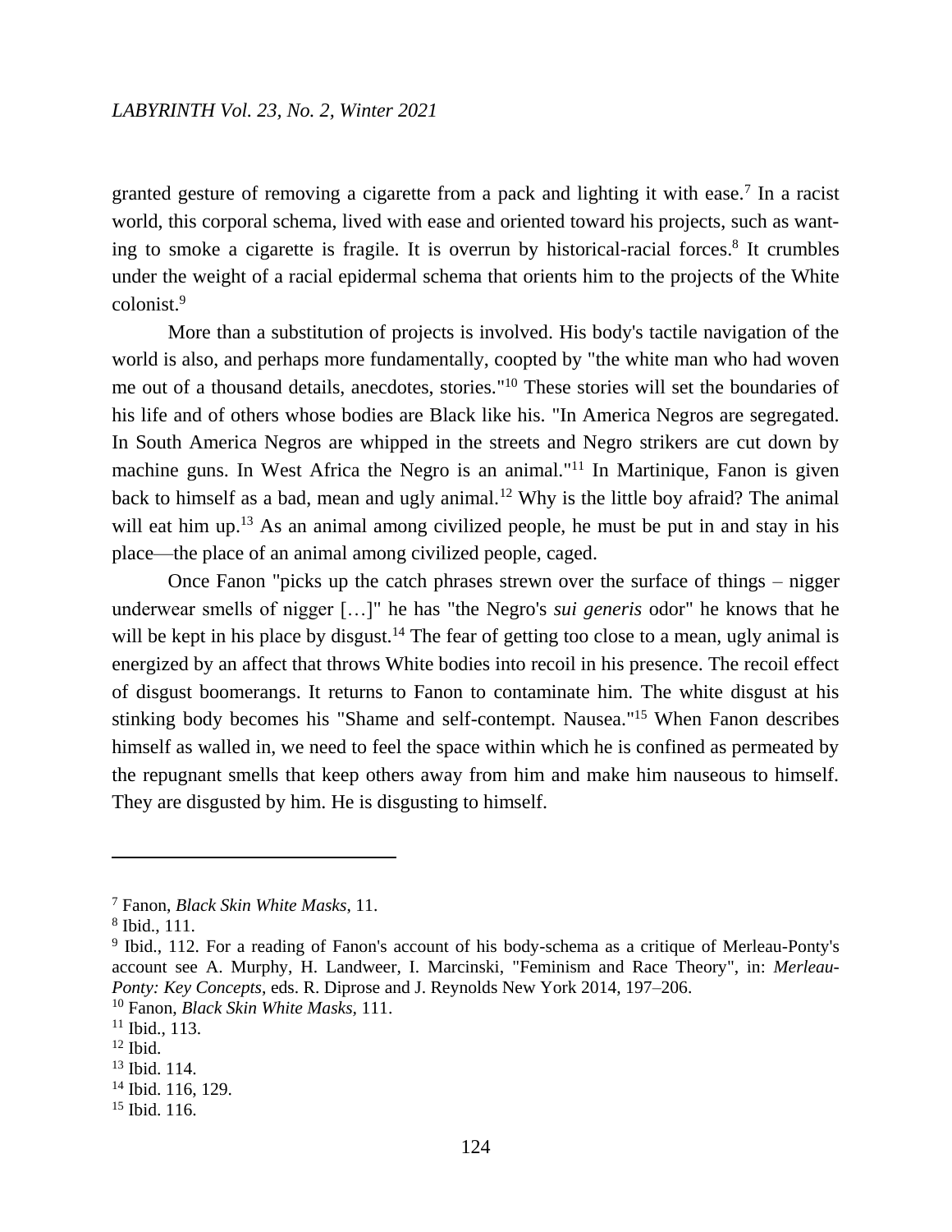granted gesture of removing a cigarette from a pack and lighting it with ease.[7] In a racist world, this corporal schema, lived with ease and oriented toward his projects, such as wanting to smoke a cigarette is fragile. It is overrun by historical-racial forces.[8] It crumbles under the weight of a racial epidermal schema that orients him to the projects of the White colonist.[9]

More than a substitution of projects is involved. His body's tactile navigation of the world is also, and perhaps more fundamentally, coopted by "the white man who had woven me out of a thousand details, anecdotes, stories."[10] These stories will set the boundaries of his life and of others whose bodies are Black like his. "In America Negros are segregated. In South America Negros are whipped in the streets and Negro strikers are cut down by machine guns. In West Africa the Negro is an animal."[11] In Martinique, Fanon is given back to himself as a bad, mean and ugly animal.[12] Why is the little boy afraid? The animal will eat him up.[13] As an animal among civilized people, he must be put in and stay in his place—the place of an animal among civilized people, caged.

Once Fanon "picks up the catch phrases strewn over the surface of things – nigger underwear smells of nigger […]" he has "the Negro's *sui generis* odor" he knows that he will be kept in his place by disgust.[14] The fear of getting too close to a mean, ugly animal is energized by an affect that throws White bodies into recoil in his presence. The recoil effect of disgust boomerangs. It returns to Fanon to contaminate him. The white disgust at his stinking body becomes his "Shame and self-contempt. Nausea."[15] When Fanon describes himself as walled in, we need to feel the space within which he is confined as permeated by the repugnant smells that keep others away from him and make him nauseous to himself. They are disgusted by him. He is disgusting to himself.

---

[7] Fanon, *Black Skin White Masks*, 11.

[8] Ibid., 111.

[9] Ibid., 112. For a reading of Fanon's account of his body-schema as a critique of Merleau-Ponty's account see A. Murphy, H. Landweer, I. Marcinski, "Feminism and Race Theory", in: *Merleau-Ponty: Key Concepts*, eds. R. Diprose and J. Reynolds New York 2014, 197–206.

[10] Fanon, *Black Skin White Masks*, 111.

[11] Ibid., 113.

[12] Ibid.

[13] Ibid. 114.

[14] Ibid. 116, 129.

[15] Ibid. 116.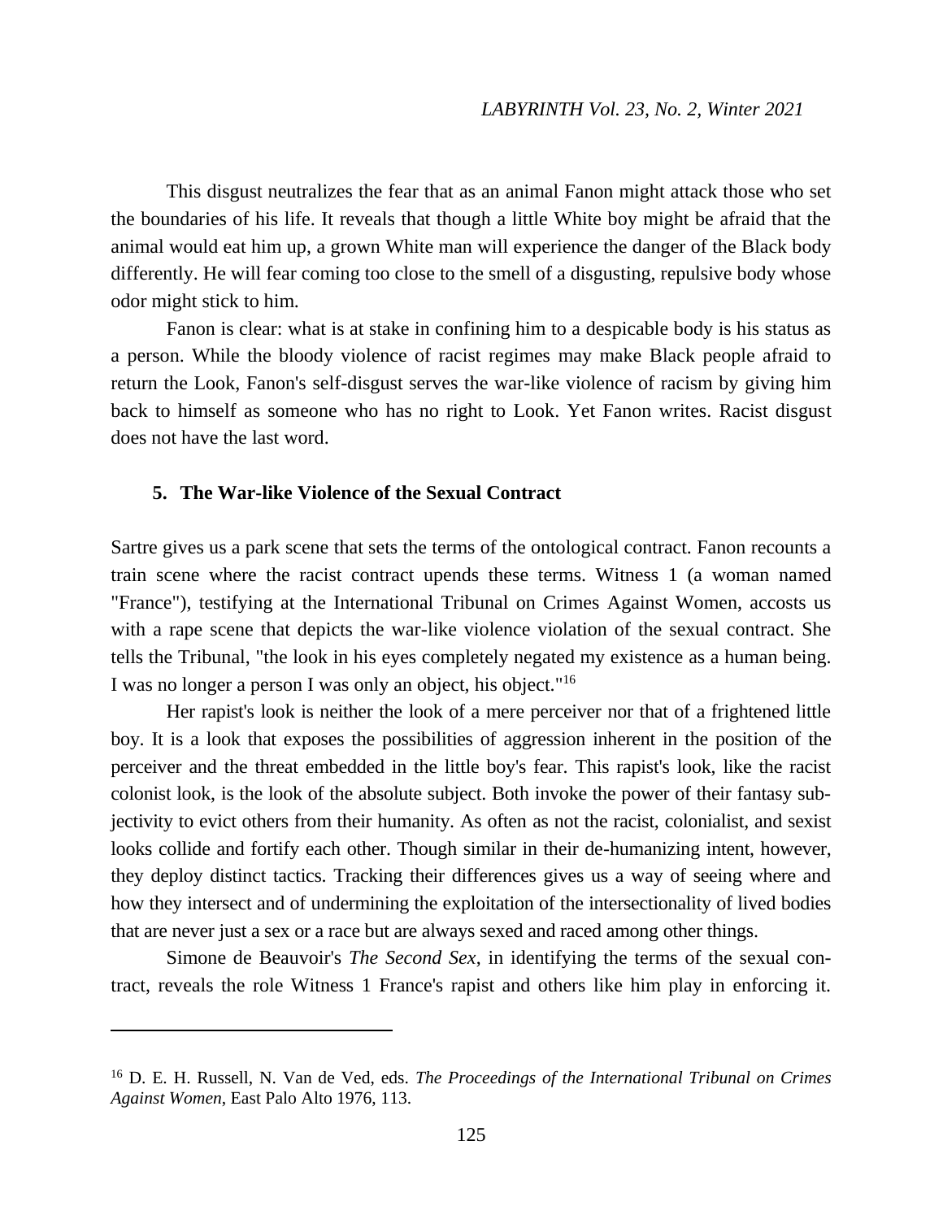This disgust neutralizes the fear that as an animal Fanon might attack those who set the boundaries of his life. It reveals that though a little White boy might be afraid that the animal would eat him up, a grown White man will experience the danger of the Black body differently. He will fear coming too close to the smell of a disgusting, repulsive body whose odor might stick to him.

Fanon is clear: what is at stake in confining him to a despicable body is his status as a person. While the bloody violence of racist regimes may make Black people afraid to return the Look, Fanon's self-disgust serves the war-like violence of racism by giving him back to himself as someone who has no right to Look. Yet Fanon writes. Racist disgust does not have the last word.

## 5. The War-like Violence of the Sexual Contract

Sartre gives us a park scene that sets the terms of the ontological contract. Fanon recounts a train scene where the racist contract upends these terms. Witness 1 (a woman named "France"), testifying at the International Tribunal on Crimes Against Women, accosts us with a rape scene that depicts the war-like violence violation of the sexual contract. She tells the Tribunal, "the look in his eyes completely negated my existence as a human being. I was no longer a person I was only an object, his object."[16]

Her rapist's look is neither the look of a mere perceiver nor that of a frightened little boy. It is a look that exposes the possibilities of aggression inherent in the position of the perceiver and the threat embedded in the little boy's fear. This rapist's look, like the racist colonist look, is the look of the absolute subject. Both invoke the power of their fantasy subjectivity to evict others from their humanity. As often as not the racist, colonialist, and sexist looks collide and fortify each other. Though similar in their de-humanizing intent, however, they deploy distinct tactics. Tracking their differences gives us a way of seeing where and how they intersect and of undermining the exploitation of the intersectionality of lived bodies that are never just a sex or a race but are always sexed and raced among other things.

Simone de Beauvoir's *The Second Sex*, in identifying the terms of the sexual contract, reveals the role Witness 1 France's rapist and others like him play in enforcing it.

---

[16] D. E. H. Russell, N. Van de Ved, eds. *The Proceedings of the International Tribunal on Crimes Against Women*, East Palo Alto 1976, 113.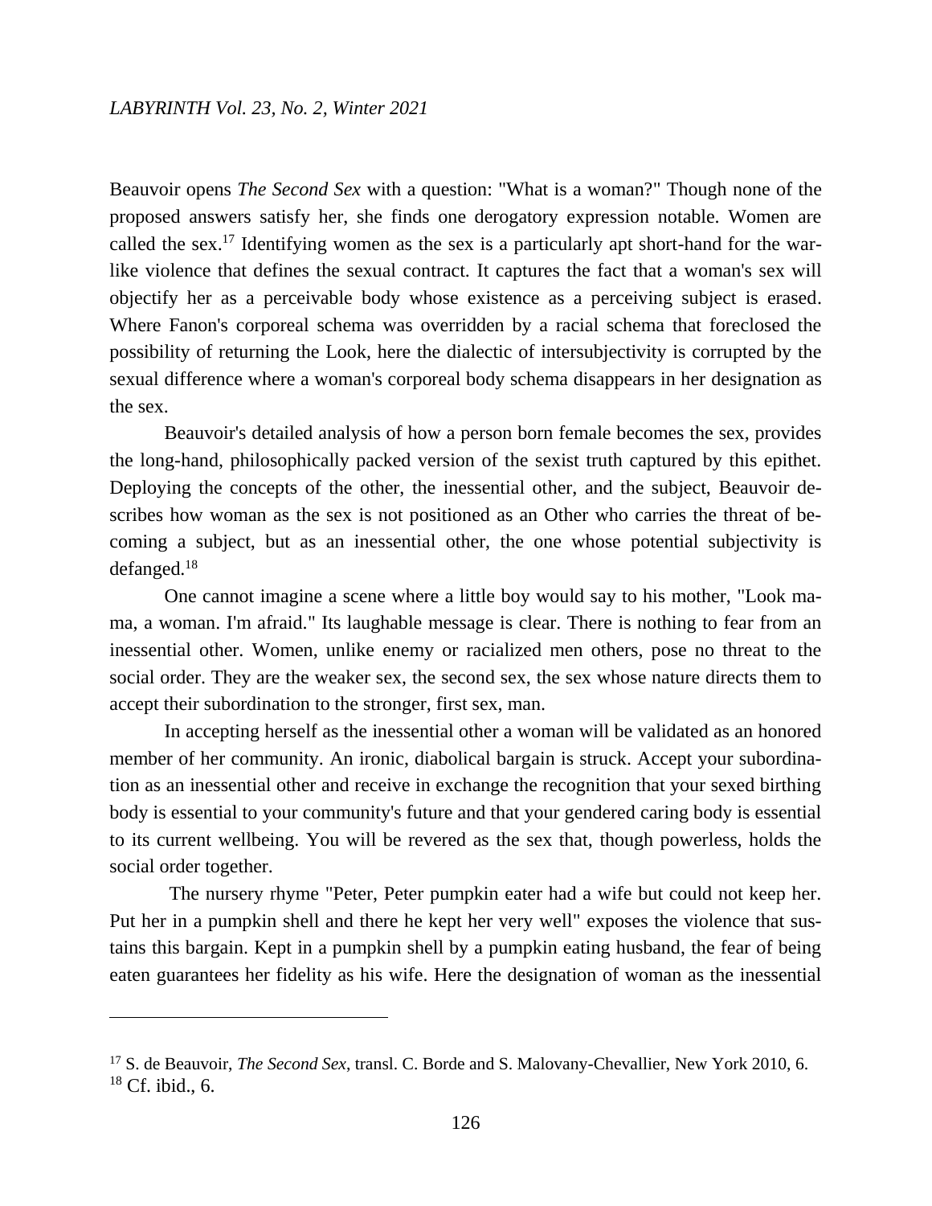Beauvoir opens *The Second Sex* with a question: "What is a woman?" Though none of the proposed answers satisfy her, she finds one derogatory expression notable. Women are called the sex.[17] Identifying women as the sex is a particularly apt short-hand for the war-like violence that defines the sexual contract. It captures the fact that a woman's sex will objectify her as a perceivable body whose existence as a perceiving subject is erased. Where Fanon's corporeal schema was overridden by a racial schema that foreclosed the possibility of returning the Look, here the dialectic of intersubjectivity is corrupted by the sexual difference where a woman's corporeal body schema disappears in her designation as the sex.

Beauvoir's detailed analysis of how a person born female becomes the sex, provides the long-hand, philosophically packed version of the sexist truth captured by this epithet. Deploying the concepts of the other, the inessential other, and the subject, Beauvoir describes how woman as the sex is not positioned as an Other who carries the threat of becoming a subject, but as an inessential other, the one whose potential subjectivity is defanged.[18]

One cannot imagine a scene where a little boy would say to his mother, "Look mama, a woman. I'm afraid." Its laughable message is clear. There is nothing to fear from an inessential other. Women, unlike enemy or racialized men others, pose no threat to the social order. They are the weaker sex, the second sex, the sex whose nature directs them to accept their subordination to the stronger, first sex, man.

In accepting herself as the inessential other a woman will be validated as an honored member of her community. An ironic, diabolical bargain is struck. Accept your subordination as an inessential other and receive in exchange the recognition that your sexed birthing body is essential to your community's future and that your gendered caring body is essential to its current wellbeing. You will be revered as the sex that, though powerless, holds the social order together.

The nursery rhyme "Peter, Peter pumpkin eater had a wife but could not keep her. Put her in a pumpkin shell and there he kept her very well" exposes the violence that sustains this bargain. Kept in a pumpkin shell by a pumpkin eating husband, the fear of being eaten guarantees her fidelity as his wife. Here the designation of woman as the inessential

---

[17] S. de Beauvoir, *The Second Sex*, transl. C. Borde and S. Malovany-Chevallier, New York 2010, 6.

[18] Cf. ibid., 6.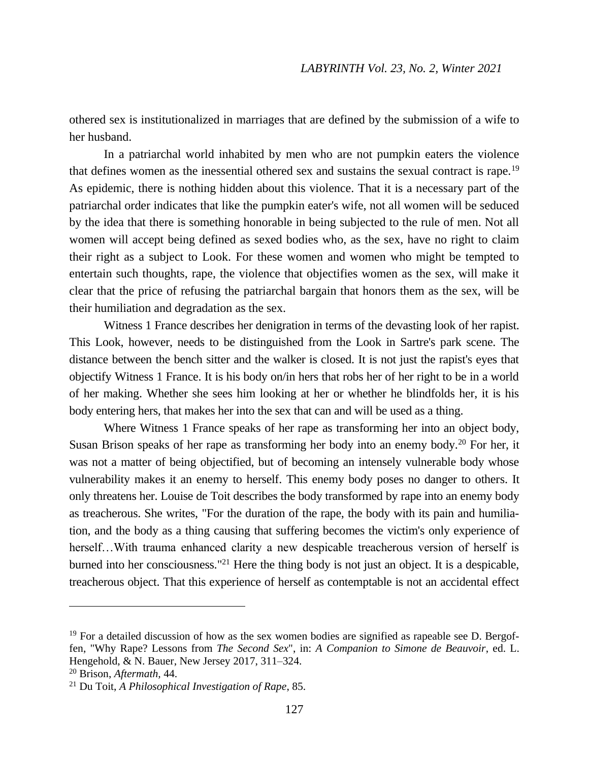othered sex is institutionalized in marriages that are defined by the submission of a wife to her husband.

In a patriarchal world inhabited by men who are not pumpkin eaters the violence that defines women as the inessential othered sex and sustains the sexual contract is rape.[19] As epidemic, there is nothing hidden about this violence. That it is a necessary part of the patriarchal order indicates that like the pumpkin eater's wife, not all women will be seduced by the idea that there is something honorable in being subjected to the rule of men. Not all women will accept being defined as sexed bodies who, as the sex, have no right to claim their right as a subject to Look. For these women and women who might be tempted to entertain such thoughts, rape, the violence that objectifies women as the sex, will make it clear that the price of refusing the patriarchal bargain that honors them as the sex, will be their humiliation and degradation as the sex.

Witness 1 France describes her denigration in terms of the devasting look of her rapist. This Look, however, needs to be distinguished from the Look in Sartre's park scene. The distance between the bench sitter and the walker is closed. It is not just the rapist's eyes that objectify Witness 1 France. It is his body on/in hers that robs her of her right to be in a world of her making. Whether she sees him looking at her or whether he blindfolds her, it is his body entering hers, that makes her into the sex that can and will be used as a thing.

Where Witness 1 France speaks of her rape as transforming her into an object body, Susan Brison speaks of her rape as transforming her body into an enemy body.[20] For her, it was not a matter of being objectified, but of becoming an intensely vulnerable body whose vulnerability makes it an enemy to herself. This enemy body poses no danger to others. It only threatens her. Louise de Toit describes the body transformed by rape into an enemy body as treacherous. She writes, "For the duration of the rape, the body with its pain and humiliation, and the body as a thing causing that suffering becomes the victim's only experience of herself…With trauma enhanced clarity a new despicable treacherous version of herself is burned into her consciousness."[21] Here the thing body is not just an object. It is a despicable, treacherous object. That this experience of herself as contemptable is not an accidental effect

---

[19] For a detailed discussion of how as the sex women bodies are signified as rapeable see D. Bergoffen, "Why Rape? Lessons from *The Second Sex*", in: *A Companion to Simone de Beauvoir*, ed. L. Hengehold, & N. Bauer, New Jersey 2017, 311–324.

[20] Brison, *Aftermath*, 44.

[21] Du Toit, *A Philosophical Investigation of Rape*, 85.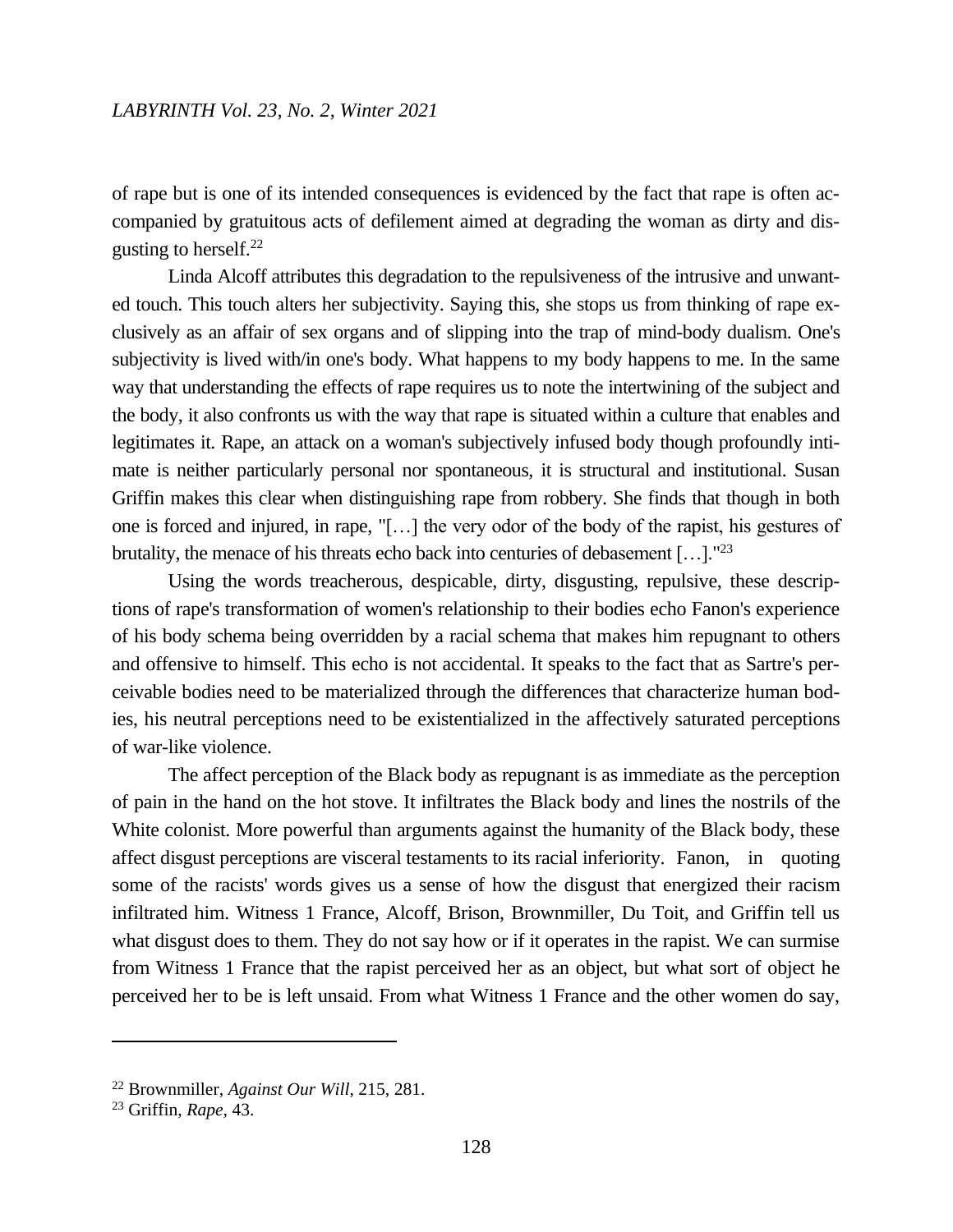of rape but is one of its intended consequences is evidenced by the fact that rape is often accompanied by gratuitous acts of defilement aimed at degrading the woman as dirty and disgusting to herself.[22]

Linda Alcoff attributes this degradation to the repulsiveness of the intrusive and unwanted touch. This touch alters her subjectivity. Saying this, she stops us from thinking of rape exclusively as an affair of sex organs and of slipping into the trap of mind-body dualism. One's subjectivity is lived with/in one's body. What happens to my body happens to me. In the same way that understanding the effects of rape requires us to note the intertwining of the subject and the body, it also confronts us with the way that rape is situated within a culture that enables and legitimates it. Rape, an attack on a woman's subjectively infused body though profoundly intimate is neither particularly personal nor spontaneous, it is structural and institutional. Susan Griffin makes this clear when distinguishing rape from robbery. She finds that though in both one is forced and injured, in rape, "[…] the very odor of the body of the rapist, his gestures of brutality, the menace of his threats echo back into centuries of debasement […]."[23]

Using the words treacherous, despicable, dirty, disgusting, repulsive, these descriptions of rape's transformation of women's relationship to their bodies echo Fanon's experience of his body schema being overridden by a racial schema that makes him repugnant to others and offensive to himself. This echo is not accidental. It speaks to the fact that as Sartre's perceivable bodies need to be materialized through the differences that characterize human bodies, his neutral perceptions need to be existentialized in the affectively saturated perceptions of war-like violence.

The affect perception of the Black body as repugnant is as immediate as the perception of pain in the hand on the hot stove. It infiltrates the Black body and lines the nostrils of the White colonist. More powerful than arguments against the humanity of the Black body, these affect disgust perceptions are visceral testaments to its racial inferiority. Fanon, in quoting some of the racists' words gives us a sense of how the disgust that energized their racism infiltrated him. Witness 1 France, Alcoff, Brison, Brownmiller, Du Toit, and Griffin tell us what disgust does to them. They do not say how or if it operates in the rapist. We can surmise from Witness 1 France that the rapist perceived her as an object, but what sort of object he perceived her to be is left unsaid. From what Witness 1 France and the other women do say,

---

[22] Brownmiller, *Against Our Will,* 215, 281.

[23] Griffin, *Rape*, 43.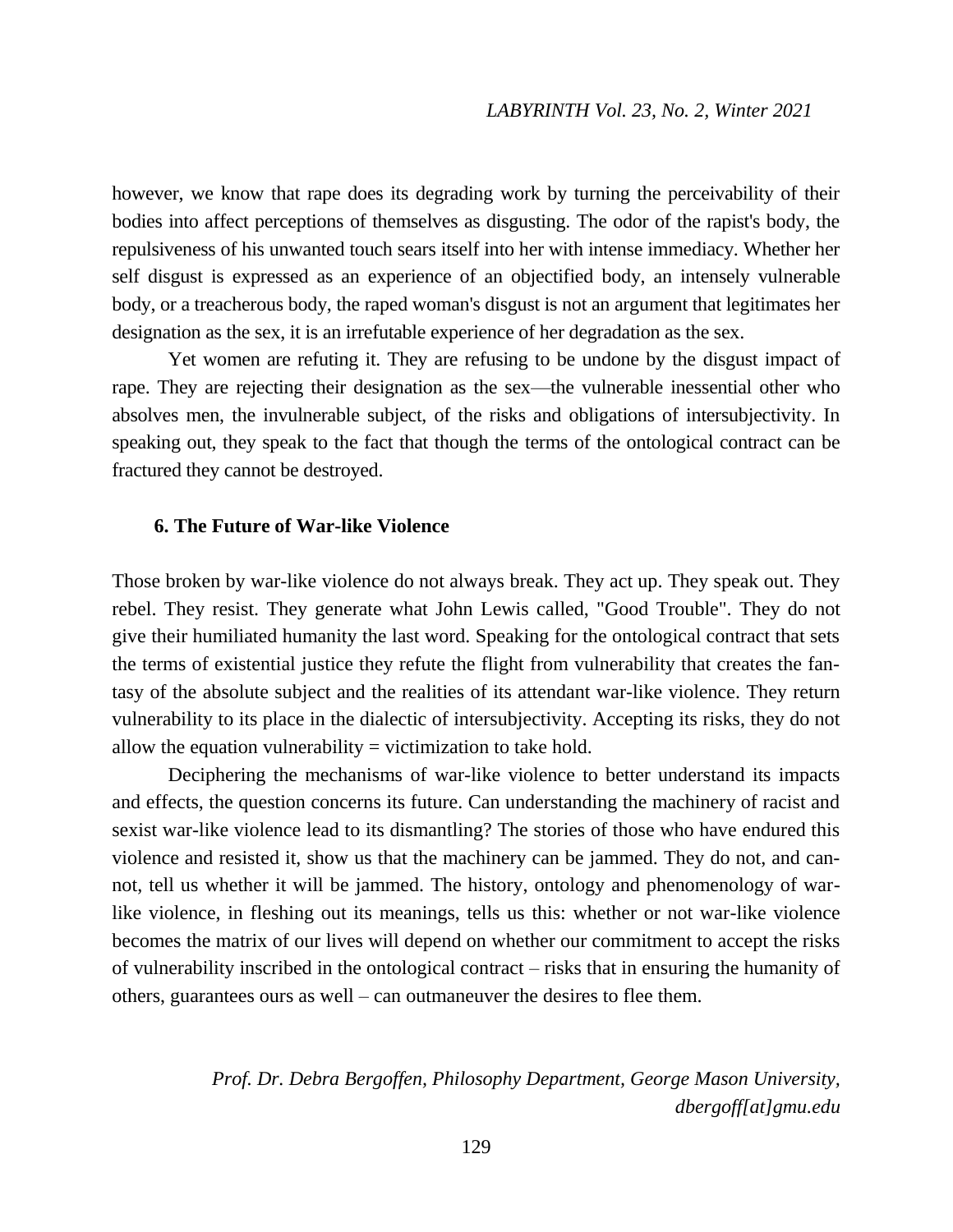however, we know that rape does its degrading work by turning the perceivability of their bodies into affect perceptions of themselves as disgusting. The odor of the rapist's body, the repulsiveness of his unwanted touch sears itself into her with intense immediacy. Whether her self disgust is expressed as an experience of an objectified body, an intensely vulnerable body, or a treacherous body, the raped woman's disgust is not an argument that legitimates her designation as the sex, it is an irrefutable experience of her degradation as the sex.

Yet women are refuting it. They are refusing to be undone by the disgust impact of rape. They are rejecting their designation as the sex—the vulnerable inessential other who absolves men, the invulnerable subject, of the risks and obligations of intersubjectivity. In speaking out, they speak to the fact that though the terms of the ontological contract can be fractured they cannot be destroyed.

### 6. The Future of War-like Violence

Those broken by war-like violence do not always break. They act up. They speak out. They rebel. They resist. They generate what John Lewis called, "Good Trouble". They do not give their humiliated humanity the last word. Speaking for the ontological contract that sets the terms of existential justice they refute the flight from vulnerability that creates the fantasy of the absolute subject and the realities of its attendant war-like violence. They return vulnerability to its place in the dialectic of intersubjectivity. Accepting its risks, they do not allow the equation vulnerability = victimization to take hold.

Deciphering the mechanisms of war-like violence to better understand its impacts and effects, the question concerns its future. Can understanding the machinery of racist and sexist war-like violence lead to its dismantling? The stories of those who have endured this violence and resisted it, show us that the machinery can be jammed. They do not, and cannot, tell us whether it will be jammed. The history, ontology and phenomenology of war-like violence, in fleshing out its meanings, tells us this: whether or not war-like violence becomes the matrix of our lives will depend on whether our commitment to accept the risks of vulnerability inscribed in the ontological contract – risks that in ensuring the humanity of others, guarantees ours as well – can outmaneuver the desires to flee them.

*Prof. Dr. Debra Bergoffen, Philosophy Department, George Mason University, dbergoff[at]gmu.edu*